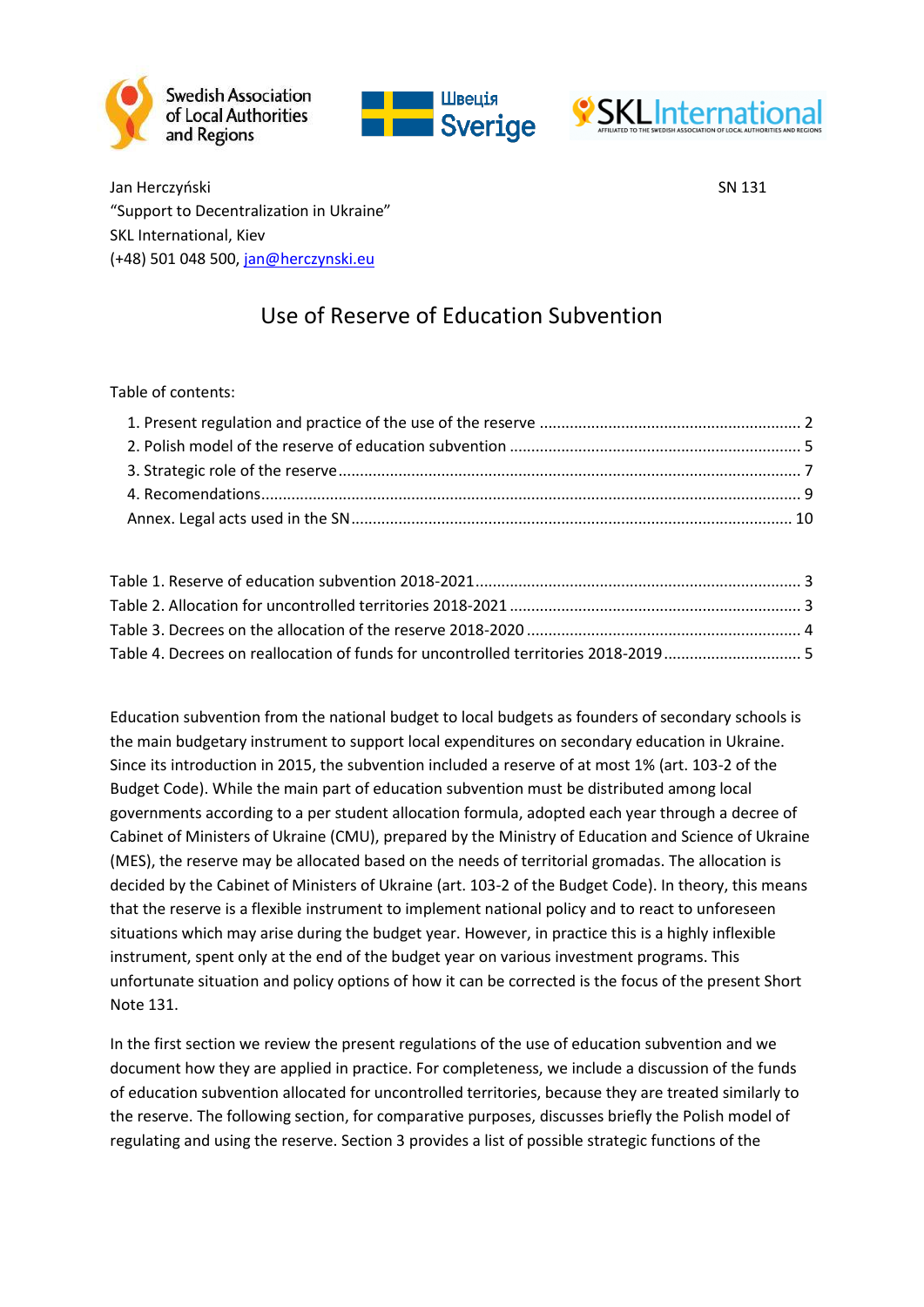Jan Herczyński SN 131
"Support to Decentralization in Ukraine"
SKL International, Kiev
(+48) 501 048 500, jan@herczynski.eu

# Use of Reserve of Education Subvention

Table of contents:

1. Present regulation and practice of the use of the reserve ........................................................ 2
2. Polish model of the reserve of education subvention ............................................................... 5
3. Strategic role of the reserve ..................................................................................................... 7
4. Recomendations ....................................................................................................................... 9

Annex. Legal acts used in the SN ................................................................................................ 10

Table 1. Reserve of education subvention 2018-2021 .................................................................. 3
Table 2. Allocation for uncontrolled territories 2018-2021 ........................................................... 3
Table 3. Decrees on the allocation of the reserve 2018-2020 ....................................................... 4
Table 4. Decrees on reallocation of funds for uncontrolled territories 2018-2019 ....................... 5

Education subvention from the national budget to local budgets as founders of secondary schools is the main budgetary instrument to support local expenditures on secondary education in Ukraine. Since its introduction in 2015, the subvention included a reserve of at most 1% (art. 103-2 of the Budget Code). While the main part of education subvention must be distributed among local governments according to a per student allocation formula, adopted each year through a decree of Cabinet of Ministers of Ukraine (CMU), prepared by the Ministry of Education and Science of Ukraine (MES), the reserve may be allocated based on the needs of territorial gromadas. The allocation is decided by the Cabinet of Ministers of Ukraine (art. 103-2 of the Budget Code). In theory, this means that the reserve is a flexible instrument to implement national policy and to react to unforeseen situations which may arise during the budget year. However, in practice this is a highly inflexible instrument, spent only at the end of the budget year on various investment programs. This unfortunate situation and policy options of how it can be corrected is the focus of the present Short Note 131.

In the first section we review the present regulations of the use of education subvention and we document how they are applied in practice. For completeness, we include a discussion of the funds of education subvention allocated for uncontrolled territories, because they are treated similarly to the reserve. The following section, for comparative purposes, discusses briefly the Polish model of regulating and using the reserve. Section 3 provides a list of possible strategic functions of the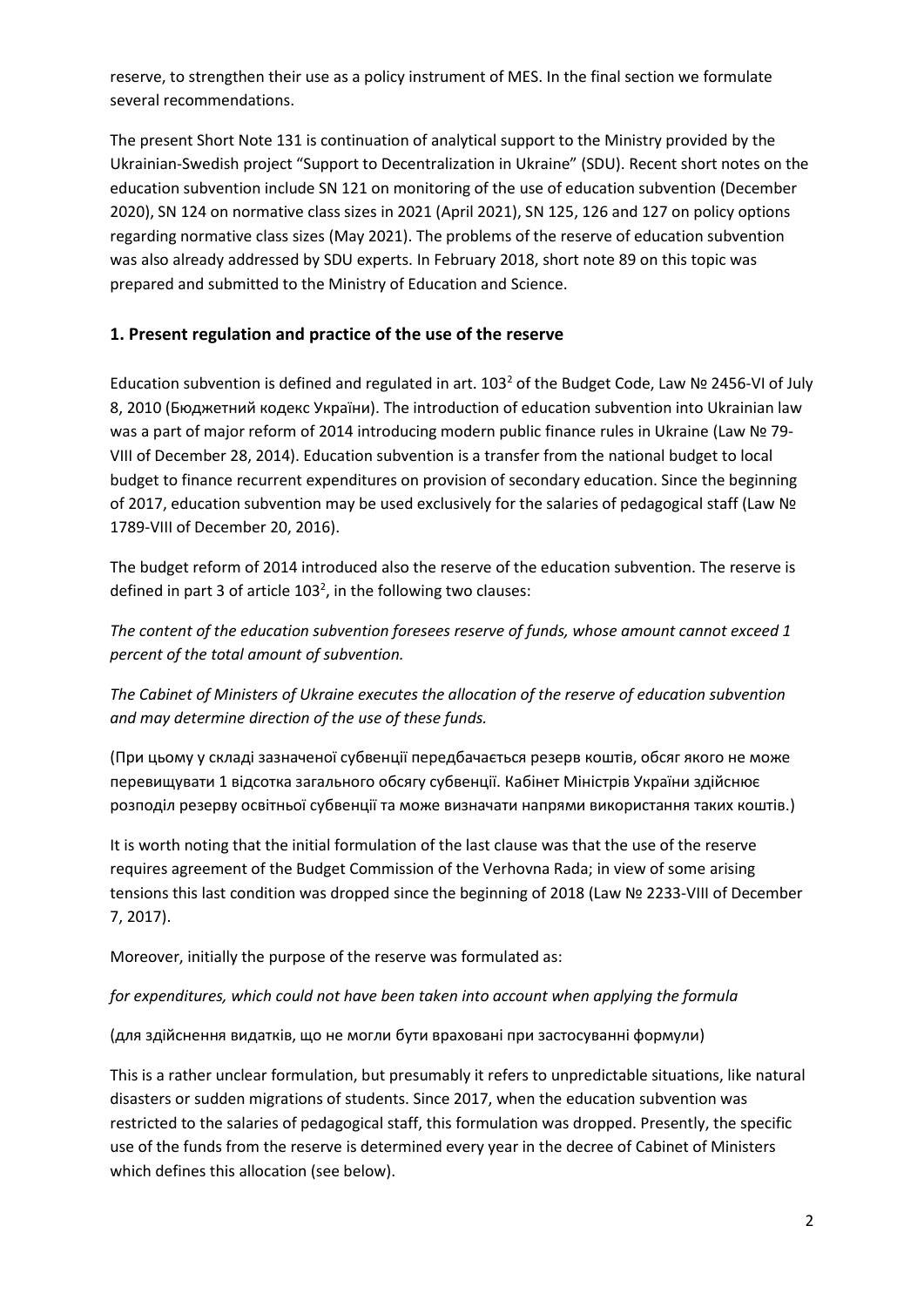reserve, to strengthen their use as a policy instrument of MES. In the final section we formulate several recommendations.

The present Short Note 131 is continuation of analytical support to the Ministry provided by the Ukrainian-Swedish project "Support to Decentralization in Ukraine" (SDU). Recent short notes on the education subvention include SN 121 on monitoring of the use of education subvention (December 2020), SN 124 on normative class sizes in 2021 (April 2021), SN 125, 126 and 127 on policy options regarding normative class sizes (May 2021). The problems of the reserve of education subvention was also already addressed by SDU experts. In February 2018, short note 89 on this topic was prepared and submitted to the Ministry of Education and Science.

## 1. Present regulation and practice of the use of the reserve

Education subvention is defined and regulated in art. $103^2$ of the Budget Code, Law № 2456-VI of July 8, 2010 (Бюджетний кодекс України). The introduction of education subvention into Ukrainian law was a part of major reform of 2014 introducing modern public finance rules in Ukraine (Law № 79-VIII of December 28, 2014). Education subvention is a transfer from the national budget to local budget to finance recurrent expenditures on provision of secondary education. Since the beginning of 2017, education subvention may be used exclusively for the salaries of pedagogical staff (Law № 1789-VIII of December 20, 2016).

The budget reform of 2014 introduced also the reserve of the education subvention. The reserve is defined in part 3 of article $103^2$, in the following two clauses:

*The content of the education subvention foresees reserve of funds, whose amount cannot exceed 1 percent of the total amount of subvention.*

*The Cabinet of Ministers of Ukraine executes the allocation of the reserve of education subvention and may determine direction of the use of these funds.*

(При цьому у складі зазначеної субвенції передбачається резерв коштів, обсяг якого не може перевищувати 1 відсотка загального обсягу субвенції. Кабінет Міністрів України здійснює розподіл резерву освітньої субвенції та може визначати напрями використання таких коштів.)

It is worth noting that the initial formulation of the last clause was that the use of the reserve requires agreement of the Budget Commission of the Verhovna Rada; in view of some arising tensions this last condition was dropped since the beginning of 2018 (Law № 2233-VIII of December 7, 2017).

Moreover, initially the purpose of the reserve was formulated as:

*for expenditures, which could not have been taken into account when applying the formula*

(для здійснення видатків, що не могли бути враховані при застосуванні формули)

This is a rather unclear formulation, but presumably it refers to unpredictable situations, like natural disasters or sudden migrations of students. Since 2017, when the education subvention was restricted to the salaries of pedagogical staff, this formulation was dropped. Presently, the specific use of the funds from the reserve is determined every year in the decree of Cabinet of Ministers which defines this allocation (see below).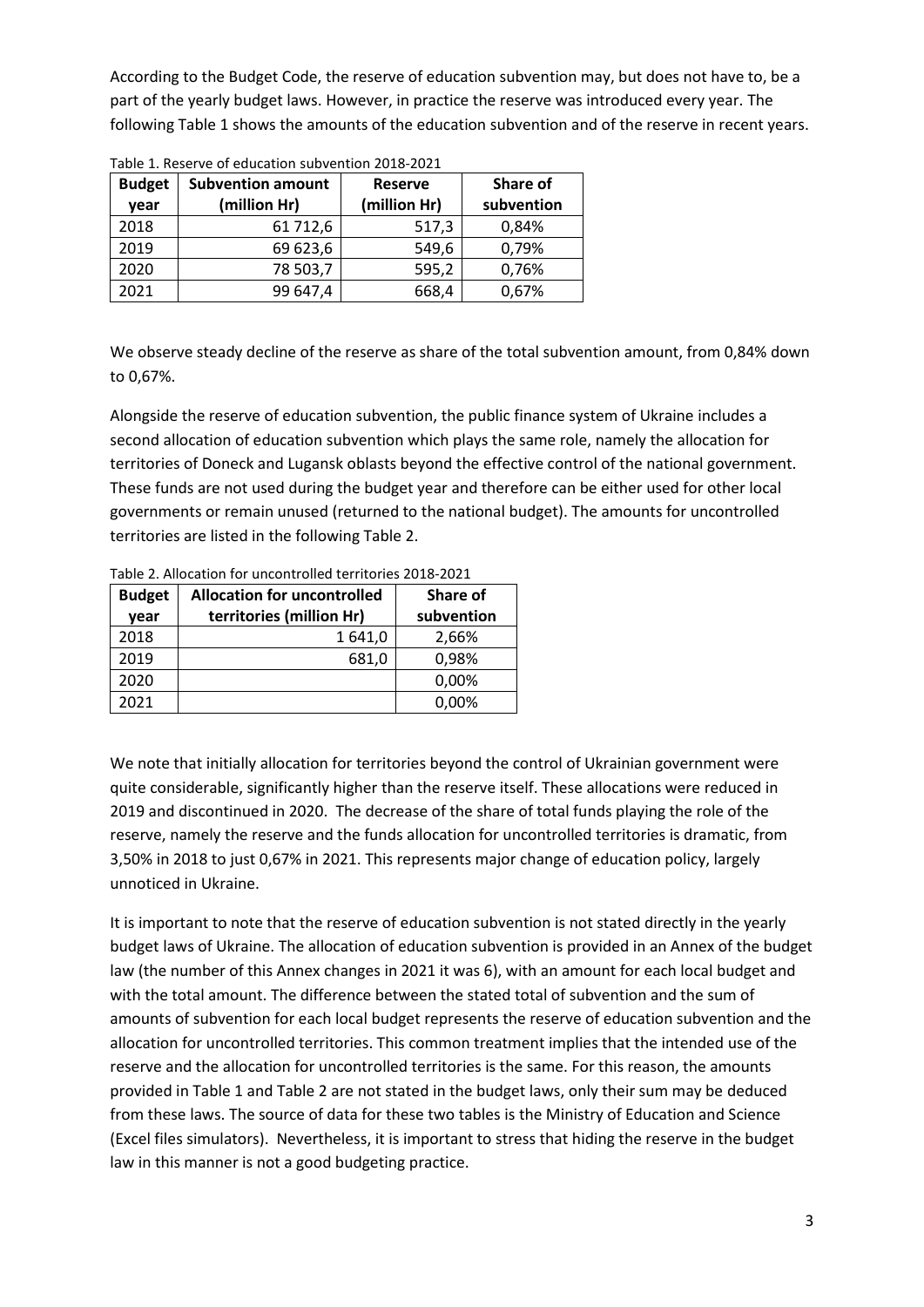According to the Budget Code, the reserve of education subvention may, but does not have to, be a part of the yearly budget laws. However, in practice the reserve was introduced every year. The following Table 1 shows the amounts of the education subvention and of the reserve in recent years.

Table 1. Reserve of education subvention 2018-2021

| Budget year | Subvention amount (million Hr) | Reserve (million Hr) | Share of subvention |
|---|---|---|---|
| 2018 | 61 712,6 | 517,3 | 0,84% |
| 2019 | 69 623,6 | 549,6 | 0,79% |
| 2020 | 78 503,7 | 595,2 | 0,76% |
| 2021 | 99 647,4 | 668,4 | 0,67% |

We observe steady decline of the reserve as share of the total subvention amount, from 0,84% down to 0,67%.

Alongside the reserve of education subvention, the public finance system of Ukraine includes a second allocation of education subvention which plays the same role, namely the allocation for territories of Doneck and Lugansk oblasts beyond the effective control of the national government. These funds are not used during the budget year and therefore can be either used for other local governments or remain unused (returned to the national budget). The amounts for uncontrolled territories are listed in the following Table 2.

Table 2. Allocation for uncontrolled territories 2018-2021

| Budget year | Allocation for uncontrolled territories (million Hr) | Share of subvention |
|---|---|---|
| 2018 | 1 641,0 | 2,66% |
| 2019 | 681,0 | 0,98% |
| 2020 | | 0,00% |
| 2021 | | 0,00% |

We note that initially allocation for territories beyond the control of Ukrainian government were quite considerable, significantly higher than the reserve itself. These allocations were reduced in 2019 and discontinued in 2020. The decrease of the share of total funds playing the role of the reserve, namely the reserve and the funds allocation for uncontrolled territories is dramatic, from 3,50% in 2018 to just 0,67% in 2021. This represents major change of education policy, largely unnoticed in Ukraine.

It is important to note that the reserve of education subvention is not stated directly in the yearly budget laws of Ukraine. The allocation of education subvention is provided in an Annex of the budget law (the number of this Annex changes in 2021 it was 6), with an amount for each local budget and with the total amount. The difference between the stated total of subvention and the sum of amounts of subvention for each local budget represents the reserve of education subvention and the allocation for uncontrolled territories. This common treatment implies that the intended use of the reserve and the allocation for uncontrolled territories is the same. For this reason, the amounts provided in Table 1 and Table 2 are not stated in the budget laws, only their sum may be deduced from these laws. The source of data for these two tables is the Ministry of Education and Science (Excel files simulators). Nevertheless, it is important to stress that hiding the reserve in the budget law in this manner is not a good budgeting practice.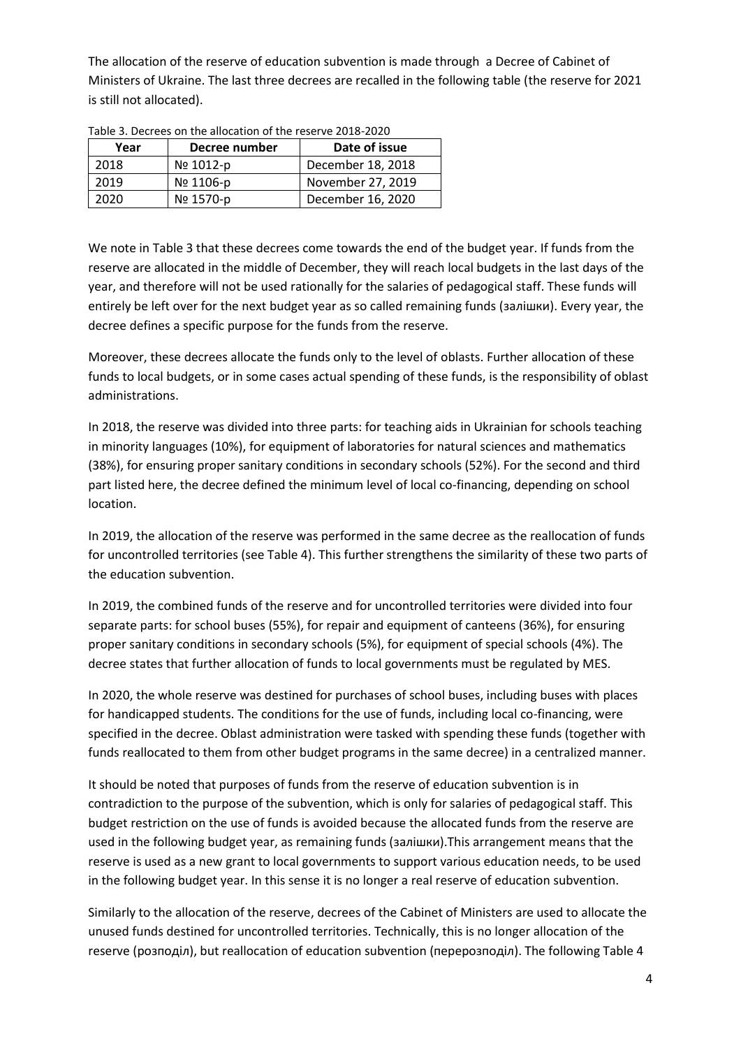The allocation of the reserve of education subvention is made through a Decree of Cabinet of Ministers of Ukraine. The last three decrees are recalled in the following table (the reserve for 2021 is still not allocated).

Table 3. Decrees on the allocation of the reserve 2018-2020

| Year | Decree number | Date of issue |
|---|---|---|
| 2018 | № 1012-р | December 18, 2018 |
| 2019 | № 1106-р | November 27, 2019 |
| 2020 | № 1570-р | December 16, 2020 |

We note in Table 3 that these decrees come towards the end of the budget year. If funds from the reserve are allocated in the middle of December, they will reach local budgets in the last days of the year, and therefore will not be used rationally for the salaries of pedagogical staff. These funds will entirely be left over for the next budget year as so called remaining funds (залишки). Every year, the decree defines a specific purpose for the funds from the reserve.

Moreover, these decrees allocate the funds only to the level of oblasts. Further allocation of these funds to local budgets, or in some cases actual spending of these funds, is the responsibility of oblast administrations.

In 2018, the reserve was divided into three parts: for teaching aids in Ukrainian for schools teaching in minority languages (10%), for equipment of laboratories for natural sciences and mathematics (38%), for ensuring proper sanitary conditions in secondary schools (52%). For the second and third part listed here, the decree defined the minimum level of local co-financing, depending on school location.

In 2019, the allocation of the reserve was performed in the same decree as the reallocation of funds for uncontrolled territories (see Table 4). This further strengthens the similarity of these two parts of the education subvention.

In 2019, the combined funds of the reserve and for uncontrolled territories were divided into four separate parts: for school buses (55%), for repair and equipment of canteens (36%), for ensuring proper sanitary conditions in secondary schools (5%), for equipment of special schools (4%). The decree states that further allocation of funds to local governments must be regulated by MES.

In 2020, the whole reserve was destined for purchases of school buses, including buses with places for handicapped students. The conditions for the use of funds, including local co-financing, were specified in the decree. Oblast administration were tasked with spending these funds (together with funds reallocated to them from other budget programs in the same decree) in a centralized manner.

It should be noted that purposes of funds from the reserve of education subvention is in contradiction to the purpose of the subvention, which is only for salaries of pedagogical staff. This budget restriction on the use of funds is avoided because the allocated funds from the reserve are used in the following budget year, as remaining funds (залишки).This arrangement means that the reserve is used as a new grant to local governments to support various education needs, to be used in the following budget year. In this sense it is no longer a real reserve of education subvention.

Similarly to the allocation of the reserve, decrees of the Cabinet of Ministers are used to allocate the unused funds destined for uncontrolled territories. Technically, this is no longer allocation of the reserve (розподіл), but reallocation of education subvention (перерозподіл). The following Table 4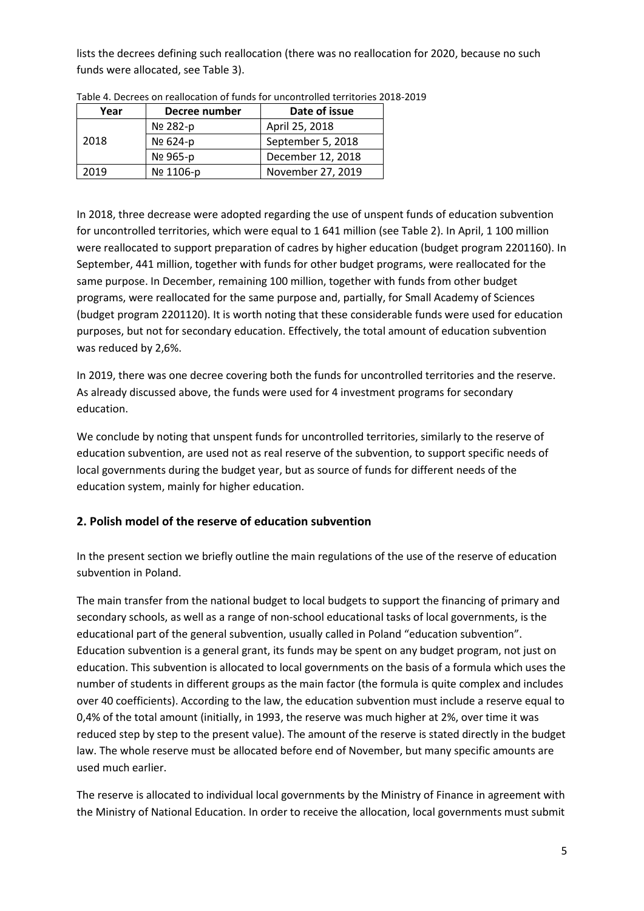lists the decrees defining such reallocation (there was no reallocation for 2020, because no such funds were allocated, see Table 3).

Table 4. Decrees on reallocation of funds for uncontrolled territories 2018-2019

| Year | Decree number | Date of issue |
|---|---|---|
| 2018 | № 282-р | April 25, 2018 |
| | № 624-р | September 5, 2018 |
| | № 965-р | December 12, 2018 |
| 2019 | № 1106-р | November 27, 2019 |

In 2018, three decrease were adopted regarding the use of unspent funds of education subvention for uncontrolled territories, which were equal to 1 641 million (see Table 2). In April, 1 100 million were reallocated to support preparation of cadres by higher education (budget program 2201160). In September, 441 million, together with funds for other budget programs, were reallocated for the same purpose. In December, remaining 100 million, together with funds from other budget programs, were reallocated for the same purpose and, partially, for Small Academy of Sciences (budget program 2201120). It is worth noting that these considerable funds were used for education purposes, but not for secondary education. Effectively, the total amount of education subvention was reduced by 2,6%.

In 2019, there was one decree covering both the funds for uncontrolled territories and the reserve. As already discussed above, the funds were used for 4 investment programs for secondary education.

We conclude by noting that unspent funds for uncontrolled territories, similarly to the reserve of education subvention, are used not as real reserve of the subvention, to support specific needs of local governments during the budget year, but as source of funds for different needs of the education system, mainly for higher education.

## 2. Polish model of the reserve of education subvention

In the present section we briefly outline the main regulations of the use of the reserve of education subvention in Poland.

The main transfer from the national budget to local budgets to support the financing of primary and secondary schools, as well as a range of non-school educational tasks of local governments, is the educational part of the general subvention, usually called in Poland "education subvention". Education subvention is a general grant, its funds may be spent on any budget program, not just on education. This subvention is allocated to local governments on the basis of a formula which uses the number of students in different groups as the main factor (the formula is quite complex and includes over 40 coefficients). According to the law, the education subvention must include a reserve equal to 0,4% of the total amount (initially, in 1993, the reserve was much higher at 2%, over time it was reduced step by step to the present value). The amount of the reserve is stated directly in the budget law. The whole reserve must be allocated before end of November, but many specific amounts are used much earlier.

The reserve is allocated to individual local governments by the Ministry of Finance in agreement with the Ministry of National Education. In order to receive the allocation, local governments must submit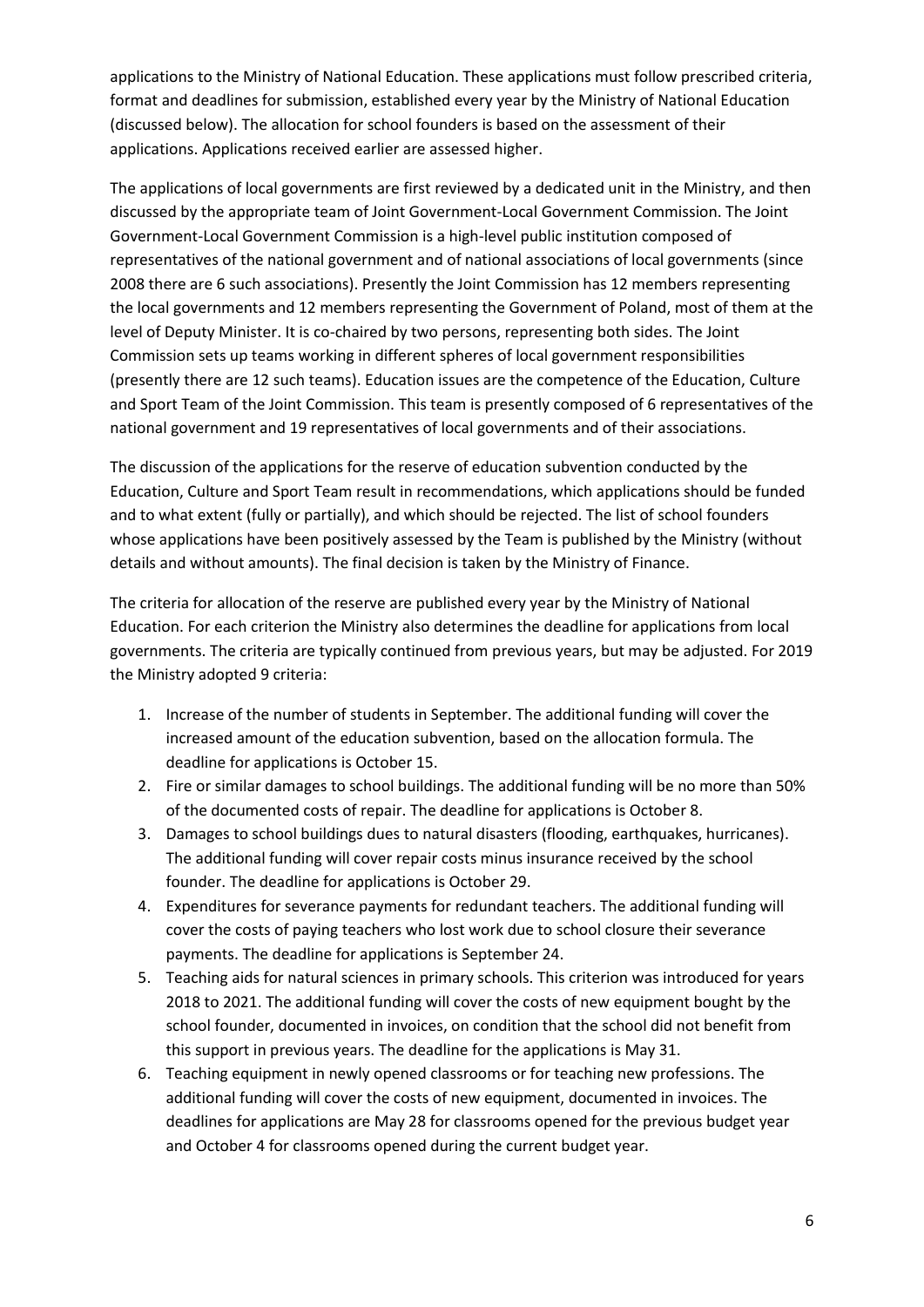applications to the Ministry of National Education. These applications must follow prescribed criteria, format and deadlines for submission, established every year by the Ministry of National Education (discussed below). The allocation for school founders is based on the assessment of their applications. Applications received earlier are assessed higher.

The applications of local governments are first reviewed by a dedicated unit in the Ministry, and then discussed by the appropriate team of Joint Government-Local Government Commission. The Joint Government-Local Government Commission is a high-level public institution composed of representatives of the national government and of national associations of local governments (since 2008 there are 6 such associations). Presently the Joint Commission has 12 members representing the local governments and 12 members representing the Government of Poland, most of them at the level of Deputy Minister. It is co-chaired by two persons, representing both sides. The Joint Commission sets up teams working in different spheres of local government responsibilities (presently there are 12 such teams). Education issues are the competence of the Education, Culture and Sport Team of the Joint Commission. This team is presently composed of 6 representatives of the national government and 19 representatives of local governments and of their associations.

The discussion of the applications for the reserve of education subvention conducted by the Education, Culture and Sport Team result in recommendations, which applications should be funded and to what extent (fully or partially), and which should be rejected. The list of school founders whose applications have been positively assessed by the Team is published by the Ministry (without details and without amounts). The final decision is taken by the Ministry of Finance.

The criteria for allocation of the reserve are published every year by the Ministry of National Education. For each criterion the Ministry also determines the deadline for applications from local governments. The criteria are typically continued from previous years, but may be adjusted. For 2019 the Ministry adopted 9 criteria:

1. Increase of the number of students in September. The additional funding will cover the increased amount of the education subvention, based on the allocation formula. The deadline for applications is October 15.
2. Fire or similar damages to school buildings. The additional funding will be no more than 50% of the documented costs of repair. The deadline for applications is October 8.
3. Damages to school buildings dues to natural disasters (flooding, earthquakes, hurricanes). The additional funding will cover repair costs minus insurance received by the school founder. The deadline for applications is October 29.
4. Expenditures for severance payments for redundant teachers. The additional funding will cover the costs of paying teachers who lost work due to school closure their severance payments. The deadline for applications is September 24.
5. Teaching aids for natural sciences in primary schools. This criterion was introduced for years 2018 to 2021. The additional funding will cover the costs of new equipment bought by the school founder, documented in invoices, on condition that the school did not benefit from this support in previous years. The deadline for the applications is May 31.
6. Teaching equipment in newly opened classrooms or for teaching new professions. The additional funding will cover the costs of new equipment, documented in invoices. The deadlines for applications are May 28 for classrooms opened for the previous budget year and October 4 for classrooms opened during the current budget year.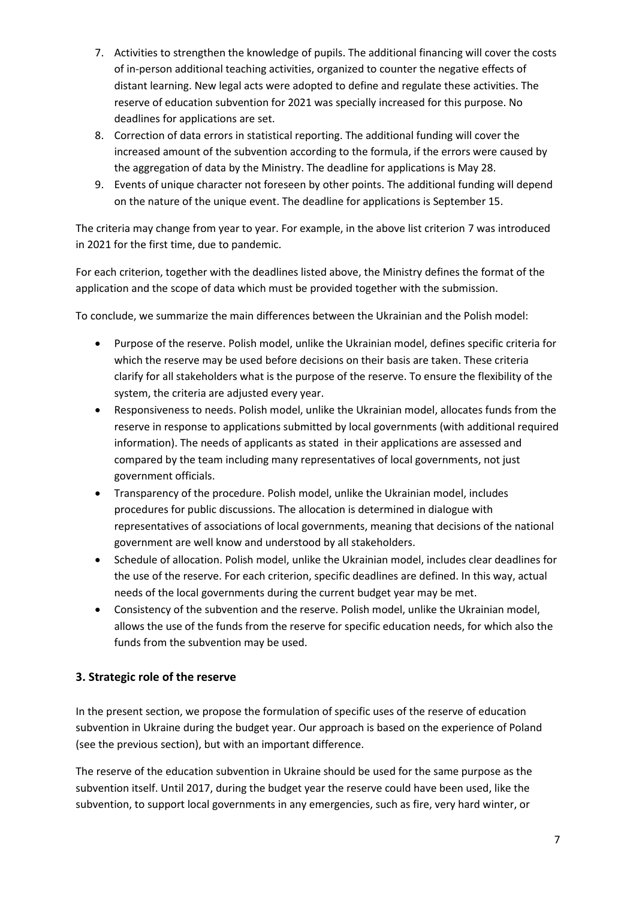7. Activities to strengthen the knowledge of pupils. The additional financing will cover the costs of in-person additional teaching activities, organized to counter the negative effects of distant learning. New legal acts were adopted to define and regulate these activities. The reserve of education subvention for 2021 was specially increased for this purpose. No deadlines for applications are set.
8. Correction of data errors in statistical reporting. The additional funding will cover the increased amount of the subvention according to the formula, if the errors were caused by the aggregation of data by the Ministry. The deadline for applications is May 28.
9. Events of unique character not foreseen by other points. The additional funding will depend on the nature of the unique event. The deadline for applications is September 15.

The criteria may change from year to year. For example, in the above list criterion 7 was introduced in 2021 for the first time, due to pandemic.

For each criterion, together with the deadlines listed above, the Ministry defines the format of the application and the scope of data which must be provided together with the submission.

To conclude, we summarize the main differences between the Ukrainian and the Polish model:

- Purpose of the reserve. Polish model, unlike the Ukrainian model, defines specific criteria for which the reserve may be used before decisions on their basis are taken. These criteria clarify for all stakeholders what is the purpose of the reserve. To ensure the flexibility of the system, the criteria are adjusted every year.
- Responsiveness to needs. Polish model, unlike the Ukrainian model, allocates funds from the reserve in response to applications submitted by local governments (with additional required information). The needs of applicants as stated in their applications are assessed and compared by the team including many representatives of local governments, not just government officials.
- Transparency of the procedure. Polish model, unlike the Ukrainian model, includes procedures for public discussions. The allocation is determined in dialogue with representatives of associations of local governments, meaning that decisions of the national government are well know and understood by all stakeholders.
- Schedule of allocation. Polish model, unlike the Ukrainian model, includes clear deadlines for the use of the reserve. For each criterion, specific deadlines are defined. In this way, actual needs of the local governments during the current budget year may be met.
- Consistency of the subvention and the reserve. Polish model, unlike the Ukrainian model, allows the use of the funds from the reserve for specific education needs, for which also the funds from the subvention may be used.

## 3. Strategic role of the reserve

In the present section, we propose the formulation of specific uses of the reserve of education subvention in Ukraine during the budget year. Our approach is based on the experience of Poland (see the previous section), but with an important difference.

The reserve of the education subvention in Ukraine should be used for the same purpose as the subvention itself. Until 2017, during the budget year the reserve could have been used, like the subvention, to support local governments in any emergencies, such as fire, very hard winter, or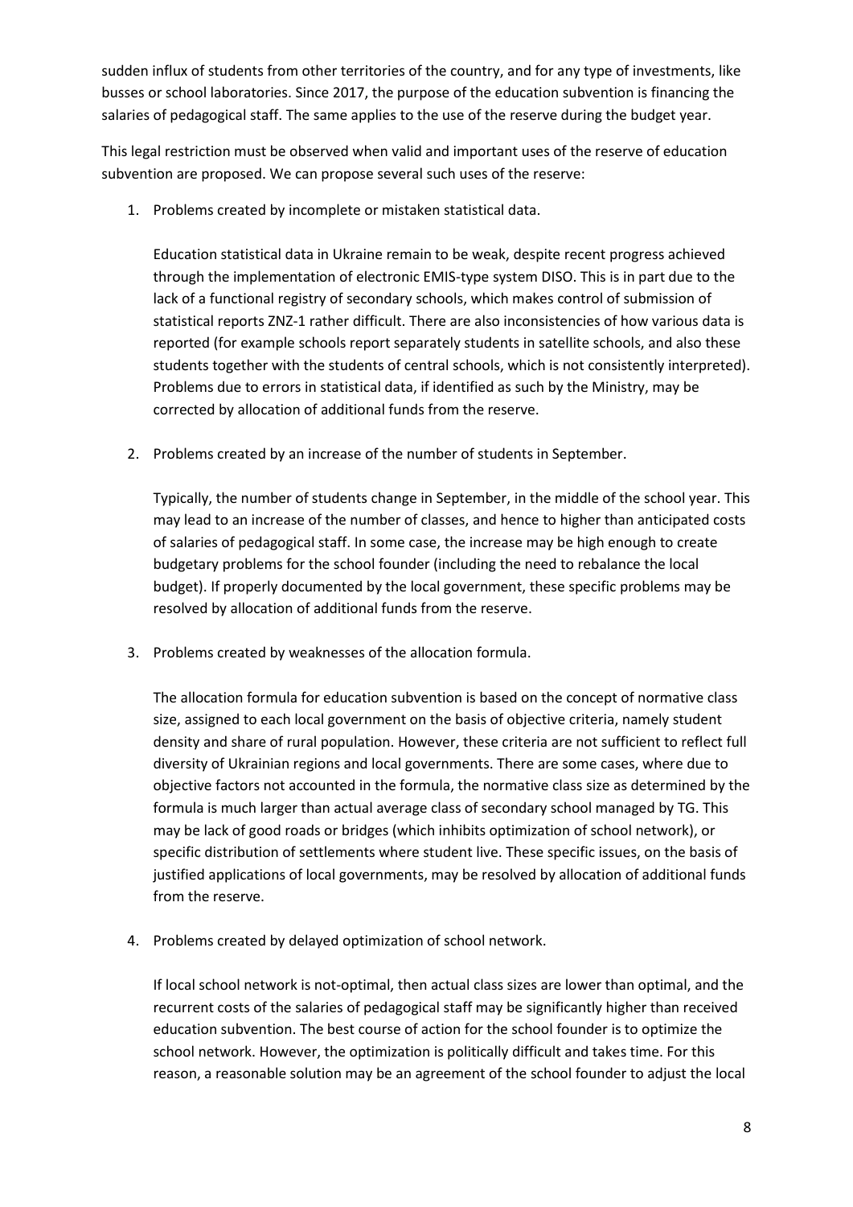sudden influx of students from other territories of the country, and for any type of investments, like busses or school laboratories. Since 2017, the purpose of the education subvention is financing the salaries of pedagogical staff. The same applies to the use of the reserve during the budget year.

This legal restriction must be observed when valid and important uses of the reserve of education subvention are proposed. We can propose several such uses of the reserve:

1. Problems created by incomplete or mistaken statistical data.

   Education statistical data in Ukraine remain to be weak, despite recent progress achieved through the implementation of electronic EMIS-type system DISO. This is in part due to the lack of a functional registry of secondary schools, which makes control of submission of statistical reports ZNZ-1 rather difficult. There are also inconsistencies of how various data is reported (for example schools report separately students in satellite schools, and also these students together with the students of central schools, which is not consistently interpreted). Problems due to errors in statistical data, if identified as such by the Ministry, may be corrected by allocation of additional funds from the reserve.

2. Problems created by an increase of the number of students in September.

   Typically, the number of students change in September, in the middle of the school year. This may lead to an increase of the number of classes, and hence to higher than anticipated costs of salaries of pedagogical staff. In some case, the increase may be high enough to create budgetary problems for the school founder (including the need to rebalance the local budget). If properly documented by the local government, these specific problems may be resolved by allocation of additional funds from the reserve.

3. Problems created by weaknesses of the allocation formula.

   The allocation formula for education subvention is based on the concept of normative class size, assigned to each local government on the basis of objective criteria, namely student density and share of rural population. However, these criteria are not sufficient to reflect full diversity of Ukrainian regions and local governments. There are some cases, where due to objective factors not accounted in the formula, the normative class size as determined by the formula is much larger than actual average class of secondary school managed by TG. This may be lack of good roads or bridges (which inhibits optimization of school network), or specific distribution of settlements where student live. These specific issues, on the basis of justified applications of local governments, may be resolved by allocation of additional funds from the reserve.

4. Problems created by delayed optimization of school network.

   If local school network is not-optimal, then actual class sizes are lower than optimal, and the recurrent costs of the salaries of pedagogical staff may be significantly higher than received education subvention. The best course of action for the school founder is to optimize the school network. However, the optimization is politically difficult and takes time. For this reason, a reasonable solution may be an agreement of the school founder to adjust the local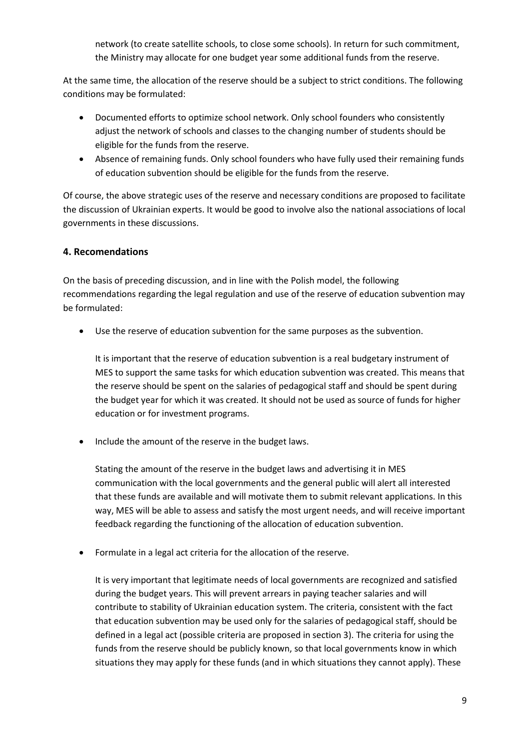network (to create satellite schools, to close some schools). In return for such commitment, the Ministry may allocate for one budget year some additional funds from the reserve.

At the same time, the allocation of the reserve should be a subject to strict conditions. The following conditions may be formulated:

- Documented efforts to optimize school network. Only school founders who consistently adjust the network of schools and classes to the changing number of students should be eligible for the funds from the reserve.
- Absence of remaining funds. Only school founders who have fully used their remaining funds of education subvention should be eligible for the funds from the reserve.

Of course, the above strategic uses of the reserve and necessary conditions are proposed to facilitate the discussion of Ukrainian experts. It would be good to involve also the national associations of local governments in these discussions.

## 4. Recomendations

On the basis of preceding discussion, and in line with the Polish model, the following recommendations regarding the legal regulation and use of the reserve of education subvention may be formulated:

- Use the reserve of education subvention for the same purposes as the subvention.

  It is important that the reserve of education subvention is a real budgetary instrument of MES to support the same tasks for which education subvention was created. This means that the reserve should be spent on the salaries of pedagogical staff and should be spent during the budget year for which it was created. It should not be used as source of funds for higher education or for investment programs.

- Include the amount of the reserve in the budget laws.

  Stating the amount of the reserve in the budget laws and advertising it in MES communication with the local governments and the general public will alert all interested that these funds are available and will motivate them to submit relevant applications. In this way, MES will be able to assess and satisfy the most urgent needs, and will receive important feedback regarding the functioning of the allocation of education subvention.

- Formulate in a legal act criteria for the allocation of the reserve.

  It is very important that legitimate needs of local governments are recognized and satisfied during the budget years. This will prevent arrears in paying teacher salaries and will contribute to stability of Ukrainian education system. The criteria, consistent with the fact that education subvention may be used only for the salaries of pedagogical staff, should be defined in a legal act (possible criteria are proposed in section 3). The criteria for using the funds from the reserve should be publicly known, so that local governments know in which situations they may apply for these funds (and in which situations they cannot apply). These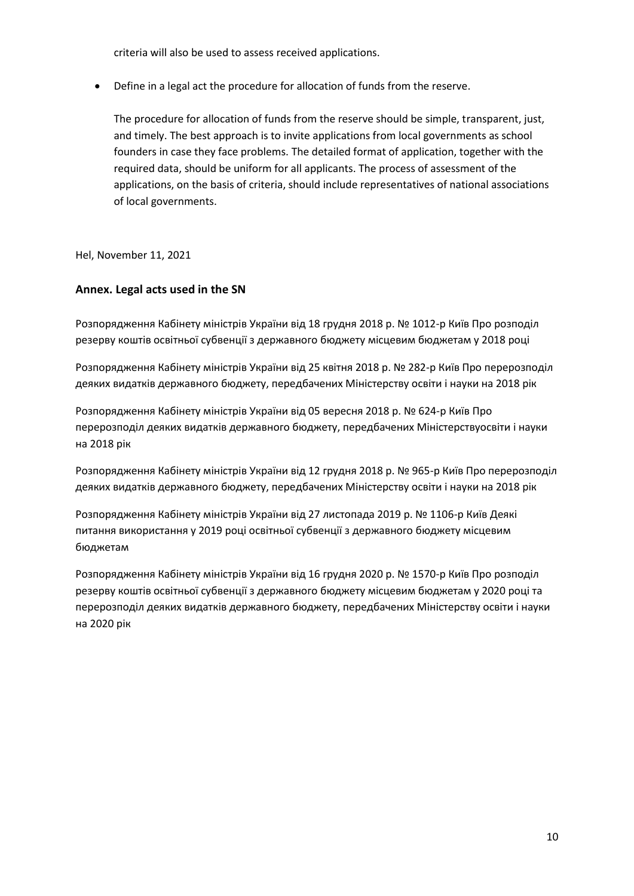criteria will also be used to assess received applications.

- Define in a legal act the procedure for allocation of funds from the reserve.

  The procedure for allocation of funds from the reserve should be simple, transparent, just, and timely. The best approach is to invite applications from local governments as school founders in case they face problems. The detailed format of application, together with the required data, should be uniform for all applicants. The process of assessment of the applications, on the basis of criteria, should include representatives of national associations of local governments.

Hel, November 11, 2021

### Annex. Legal acts used in the SN

Розпорядження Кабінету міністрів України від 18 грудня 2018 р. № 1012-р Київ Про розподіл резерву коштів освітньої субвенції з державного бюджету місцевим бюджетам у 2018 році

Розпорядження Кабінету міністрів України від 25 квітня 2018 р. № 282-р Київ Про перерозподіл деяких видатків державного бюджету, передбачених Міністерству освіти і науки на 2018 рік

Розпорядження Кабінету міністрів України від 05 вересня 2018 р. № 624-р Київ Про перерозподіл деяких видатків державного бюджету, передбачених Міністерствуосвіти і науки на 2018 рік

Розпорядження Кабінету міністрів України від 12 грудня 2018 р. № 965-р Київ Про перерозподіл деяких видатків державного бюджету, передбачених Міністерству освіти і науки на 2018 рік

Розпорядження Кабінету міністрів України від 27 листопада 2019 р. № 1106-р Київ Деякі питання використання у 2019 році освітньої субвенції з державного бюджету місцевим бюджетам

Розпорядження Кабінету міністрів України від 16 грудня 2020 р. № 1570-р Київ Про розподіл резерву коштів освітньої субвенції з державного бюджету місцевим бюджетам у 2020 році та перерозподіл деяких видатків державного бюджету, передбачених Міністерству освіти і науки на 2020 рік